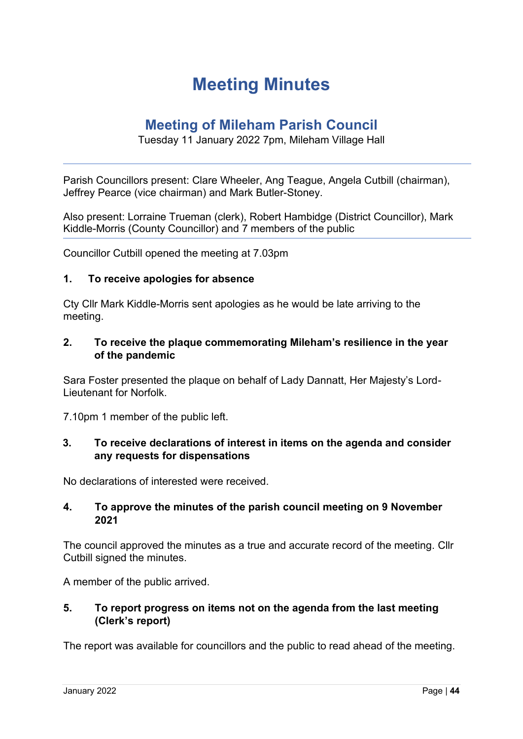# Meeting Minutes

## Meeting of Mileham Parish Council

Tuesday 11 January 2022 7pm, Mileham Village Hall

---

Parish Councillors present: Clare Wheeler, Ang Teague, Angela Cutbill (chairman), Jeffrey Pearce (vice chairman) and Mark Butler-Stoney.

Also present: Lorraine Trueman (clerk), Robert Hambidge (District Councillor), Mark Kiddle-Morris (County Councillor) and 7 members of the public

---

Councillor Cutbill opened the meeting at 7.03pm

### 1. To receive apologies for absence

Cty Cllr Mark Kiddle-Morris sent apologies as he would be late arriving to the meeting.

### 2. To receive the plaque commemorating Mileham's resilience in the year of the pandemic

Sara Foster presented the plaque on behalf of Lady Dannatt, Her Majesty's Lord-Lieutenant for Norfolk.

7.10pm 1 member of the public left.

### 3. To receive declarations of interest in items on the agenda and consider any requests for dispensations

No declarations of interested were received.

### 4. To approve the minutes of the parish council meeting on 9 November 2021

The council approved the minutes as a true and accurate record of the meeting. Cllr Cutbill signed the minutes.

A member of the public arrived.

### 5. To report progress on items not on the agenda from the last meeting (Clerk's report)

The report was available for councillors and the public to read ahead of the meeting.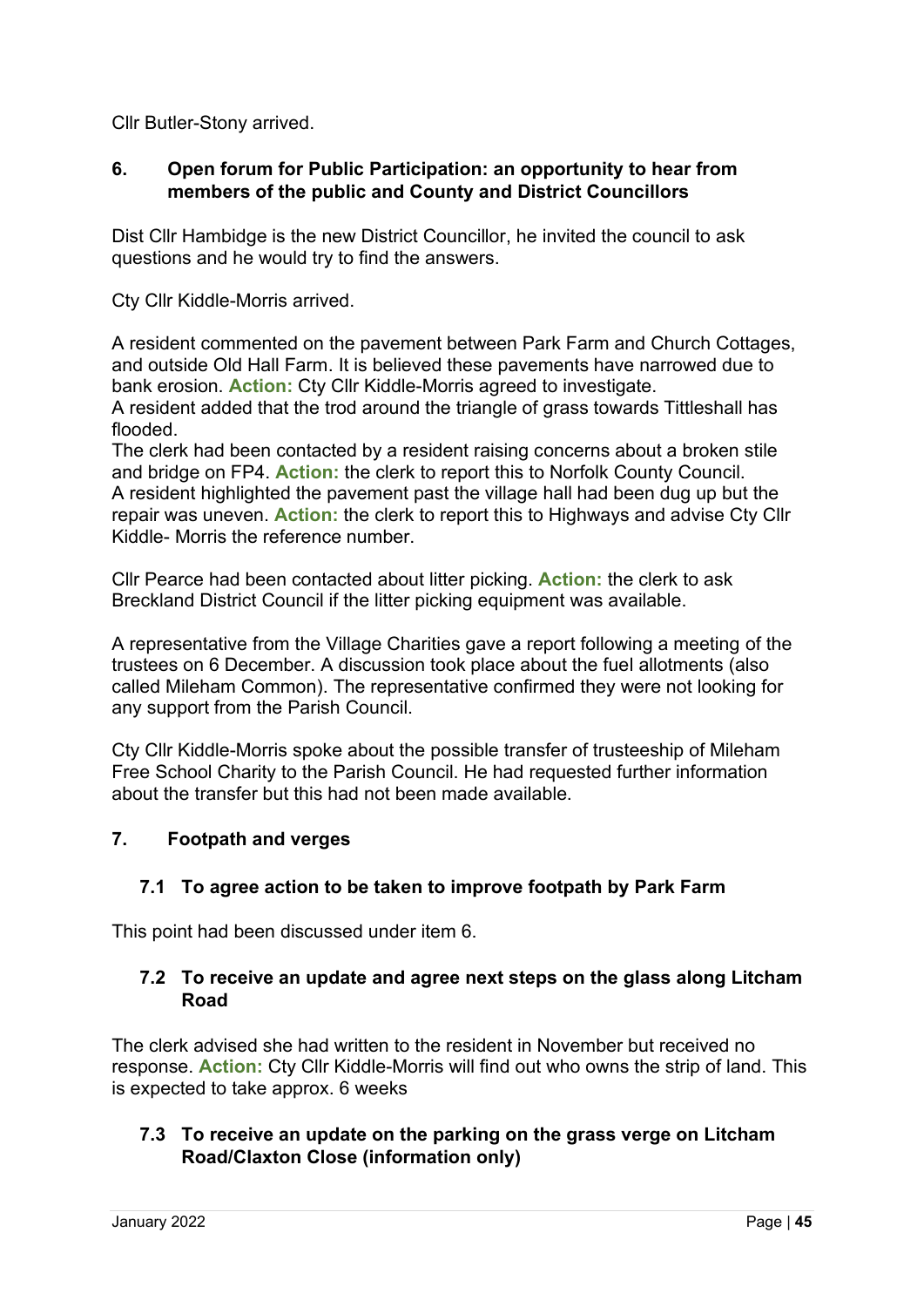Cllr Butler-Stony arrived.

## 6. Open forum for Public Participation: an opportunity to hear from members of the public and County and District Councillors

Dist Cllr Hambidge is the new District Councillor, he invited the council to ask questions and he would try to find the answers.

Cty Cllr Kiddle-Morris arrived.

A resident commented on the pavement between Park Farm and Church Cottages, and outside Old Hall Farm. It is believed these pavements have narrowed due to bank erosion. **Action:** Cty Cllr Kiddle-Morris agreed to investigate.
A resident added that the trod around the triangle of grass towards Tittleshall has flooded.
The clerk had been contacted by a resident raising concerns about a broken stile and bridge on FP4. **Action:** the clerk to report this to Norfolk County Council.
A resident highlighted the pavement past the village hall had been dug up but the repair was uneven. **Action:** the clerk to report this to Highways and advise Cty Cllr Kiddle- Morris the reference number.

Cllr Pearce had been contacted about litter picking. **Action:** the clerk to ask Breckland District Council if the litter picking equipment was available.

A representative from the Village Charities gave a report following a meeting of the trustees on 6 December. A discussion took place about the fuel allotments (also called Mileham Common). The representative confirmed they were not looking for any support from the Parish Council.

Cty Cllr Kiddle-Morris spoke about the possible transfer of trusteeship of Mileham Free School Charity to the Parish Council. He had requested further information about the transfer but this had not been made available.

## 7. Footpath and verges

### 7.1 To agree action to be taken to improve footpath by Park Farm

This point had been discussed under item 6.

### 7.2 To receive an update and agree next steps on the glass along Litcham Road

The clerk advised she had written to the resident in November but received no response. **Action:** Cty Cllr Kiddle-Morris will find out who owns the strip of land. This is expected to take approx. 6 weeks

### 7.3 To receive an update on the parking on the grass verge on Litcham Road/Claxton Close (information only)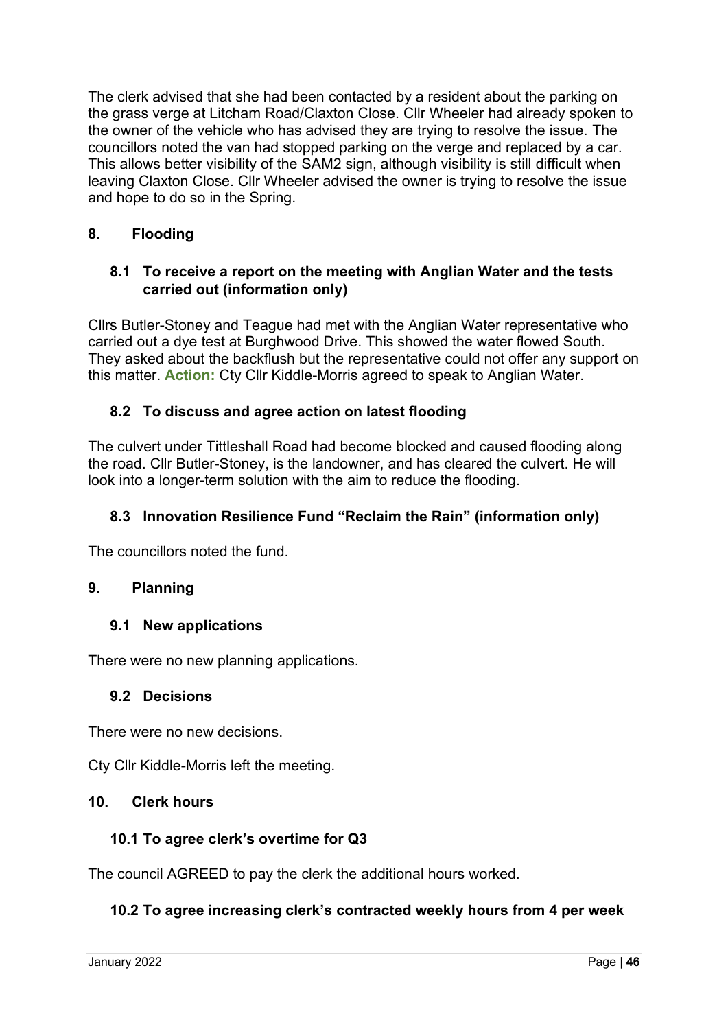The clerk advised that she had been contacted by a resident about the parking on the grass verge at Litcham Road/Claxton Close. Cllr Wheeler had already spoken to the owner of the vehicle who has advised they are trying to resolve the issue. The councillors noted the van had stopped parking on the verge and replaced by a car. This allows better visibility of the SAM2 sign, although visibility is still difficult when leaving Claxton Close. Cllr Wheeler advised the owner is trying to resolve the issue and hope to do so in the Spring.

## 8. Flooding

### 8.1 To receive a report on the meeting with Anglian Water and the tests carried out (information only)

Cllrs Butler-Stoney and Teague had met with the Anglian Water representative who carried out a dye test at Burghwood Drive. This showed the water flowed South. They asked about the backflush but the representative could not offer any support on this matter. **Action:** Cty Cllr Kiddle-Morris agreed to speak to Anglian Water.

### 8.2 To discuss and agree action on latest flooding

The culvert under Tittleshall Road had become blocked and caused flooding along the road. Cllr Butler-Stoney, is the landowner, and has cleared the culvert. He will look into a longer-term solution with the aim to reduce the flooding.

### 8.3 Innovation Resilience Fund "Reclaim the Rain" (information only)

The councillors noted the fund.

## 9. Planning

### 9.1 New applications

There were no new planning applications.

### 9.2 Decisions

There were no new decisions.

Cty Cllr Kiddle-Morris left the meeting.

## 10. Clerk hours

### 10.1 To agree clerk's overtime for Q3

The council AGREED to pay the clerk the additional hours worked.

### 10.2 To agree increasing clerk's contracted weekly hours from 4 per week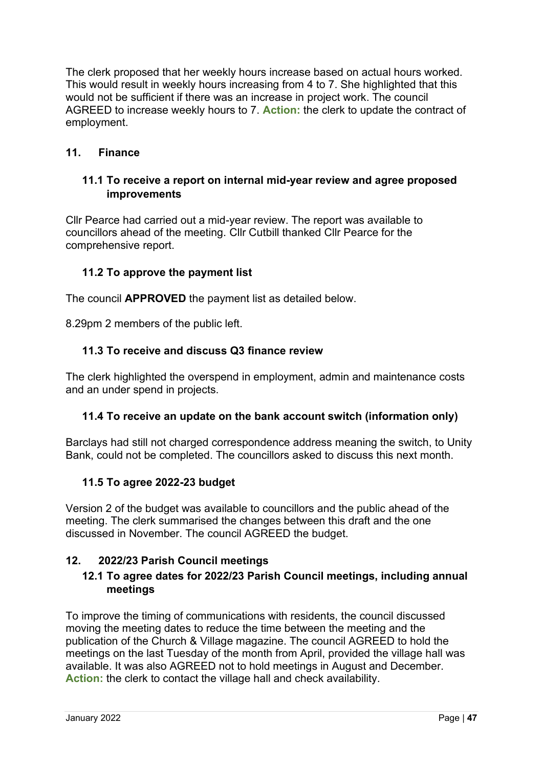The clerk proposed that her weekly hours increase based on actual hours worked. This would result in weekly hours increasing from 4 to 7. She highlighted that this would not be sufficient if there was an increase in project work. The council AGREED to increase weekly hours to 7. **Action:** the clerk to update the contract of employment.

## 11. Finance

### 11.1 To receive a report on internal mid-year review and agree proposed improvements

Cllr Pearce had carried out a mid-year review. The report was available to councillors ahead of the meeting. Cllr Cutbill thanked Cllr Pearce for the comprehensive report.

### 11.2 To approve the payment list

The council **APPROVED** the payment list as detailed below.

8.29pm 2 members of the public left.

### 11.3 To receive and discuss Q3 finance review

The clerk highlighted the overspend in employment, admin and maintenance costs and an under spend in projects.

### 11.4 To receive an update on the bank account switch (information only)

Barclays had still not charged correspondence address meaning the switch, to Unity Bank, could not be completed. The councillors asked to discuss this next month.

### 11.5 To agree 2022-23 budget

Version 2 of the budget was available to councillors and the public ahead of the meeting. The clerk summarised the changes between this draft and the one discussed in November. The council AGREED the budget.

## 12. 2022/23 Parish Council meetings

### 12.1 To agree dates for 2022/23 Parish Council meetings, including annual meetings

To improve the timing of communications with residents, the council discussed moving the meeting dates to reduce the time between the meeting and the publication of the Church & Village magazine. The council AGREED to hold the meetings on the last Tuesday of the month from April, provided the village hall was available. It was also AGREED not to hold meetings in August and December. **Action:** the clerk to contact the village hall and check availability.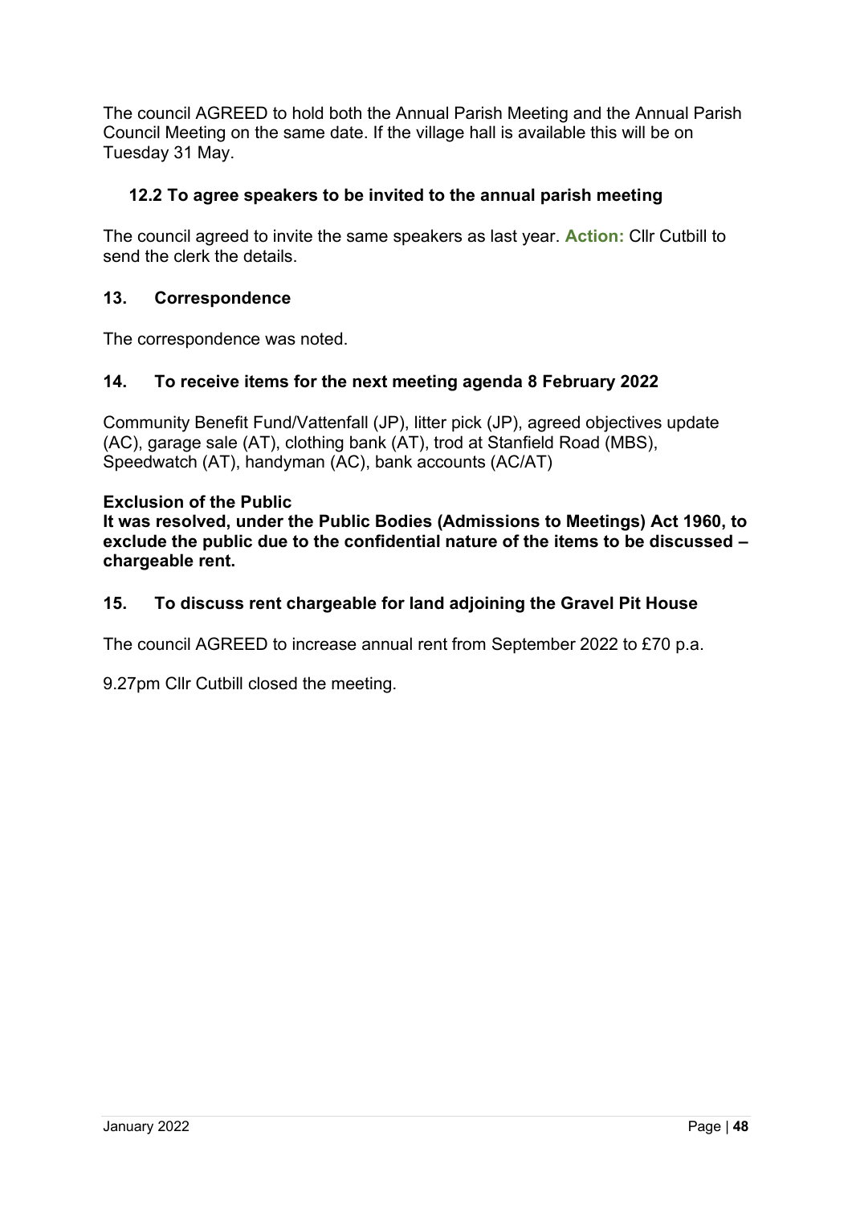The council AGREED to hold both the Annual Parish Meeting and the Annual Parish Council Meeting on the same date. If the village hall is available this will be on Tuesday 31 May.

### 12.2 To agree speakers to be invited to the annual parish meeting

The council agreed to invite the same speakers as last year. **Action:** Cllr Cutbill to send the clerk the details.

## 13. Correspondence

The correspondence was noted.

## 14. To receive items for the next meeting agenda 8 February 2022

Community Benefit Fund/Vattenfall (JP), litter pick (JP), agreed objectives update (AC), garage sale (AT), clothing bank (AT), trod at Stanfield Road (MBS), Speedwatch (AT), handyman (AC), bank accounts (AC/AT)

**Exclusion of the Public**
**It was resolved, under the Public Bodies (Admissions to Meetings) Act 1960, to exclude the public due to the confidential nature of the items to be discussed – chargeable rent.**

## 15. To discuss rent chargeable for land adjoining the Gravel Pit House

The council AGREED to increase annual rent from September 2022 to £70 p.a.

9.27pm Cllr Cutbill closed the meeting.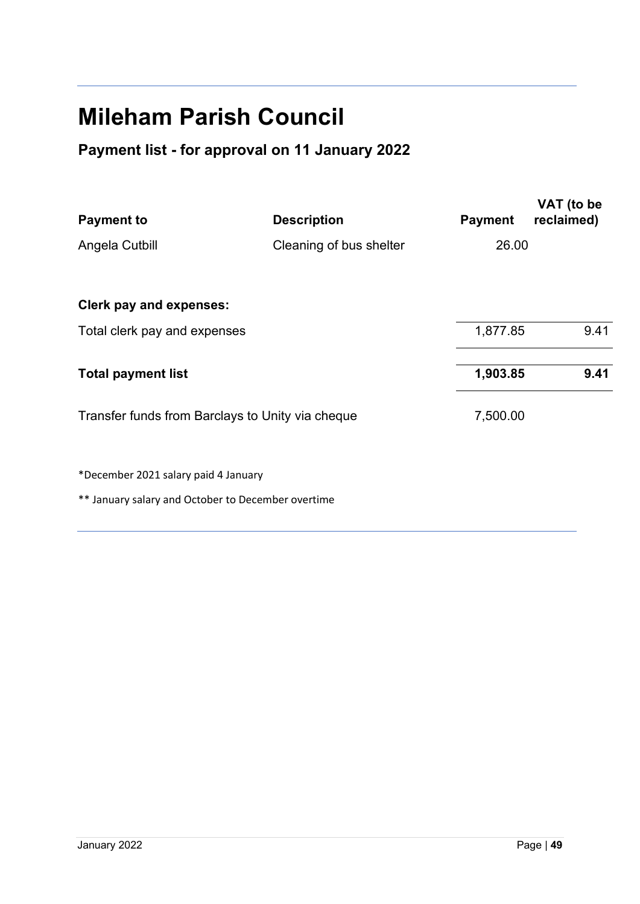# Mileham Parish Council

## Payment list - for approval on 11 January 2022

| Payment to | Description | Payment | VAT (to be reclaimed) |
|---|---|---|---|
| Angela Cutbill | Cleaning of bus shelter | 26.00 | |
| **Clerk pay and expenses:** | | | |
| Total clerk pay and expenses | | 1,877.85 | 9.41 |
| **Total payment list** | | **1,903.85** | **9.41** |
| Transfer funds from Barclays to Unity via cheque | | 7,500.00 | |

*December 2021 salary paid 4 January

** January salary and October to December overtime